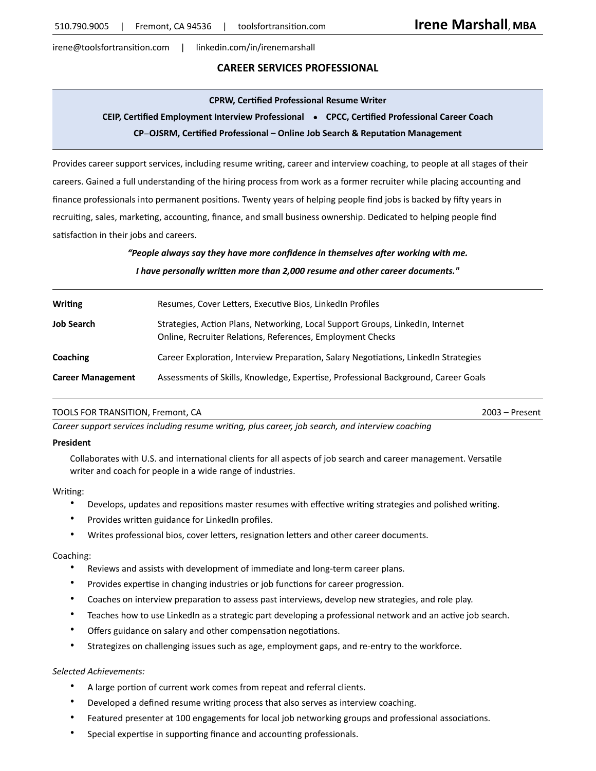510.790.9005 | Fremont, CA 94536 | toolsfortransition.com

# Irene Marshall, MBA

irene@toolsfortransition.com | linkedin.com/in/irenemarshall

## CAREER SERVICES PROFESSIONAL

**CPRW, Certified Professional Resume Writer**

**CEIP, Certified Employment Interview Professional • CPCC, Certified Professional Career Coach**

**CP–OJSRM, Certified Professional – Online Job Search & Reputation Management**

Provides career support services, including resume writing, career and interview coaching, to people at all stages of their careers. Gained a full understanding of the hiring process from work as a former recruiter while placing accounting and finance professionals into permanent positions. Twenty years of helping people find jobs is backed by fifty years in recruiting, sales, marketing, accounting, finance, and small business ownership. Dedicated to helping people find satisfaction in their jobs and careers.

***"People always say they have more confidence in themselves after working with me.***
***I have personally written more than 2,000 resume and other career documents."***

| | |
|---|---|
| **Writing** | Resumes, Cover Letters, Executive Bios, LinkedIn Profiles |
| **Job Search** | Strategies, Action Plans, Networking, Local Support Groups, LinkedIn, Internet Online, Recruiter Relations, References, Employment Checks |
| **Coaching** | Career Exploration, Interview Preparation, Salary Negotiations, LinkedIn Strategies |
| **Career Management** | Assessments of Skills, Knowledge, Expertise, Professional Background, Career Goals |

TOOLS FOR TRANSITION, Fremont, CA — 2003 – Present

*Career support services including resume writing, plus career, job search, and interview coaching*

**President**

Collaborates with U.S. and international clients for all aspects of job search and career management. Versatile writer and coach for people in a wide range of industries.

Writing:

- Develops, updates and repositions master resumes with effective writing strategies and polished writing.
- Provides written guidance for LinkedIn profiles.
- Writes professional bios, cover letters, resignation letters and other career documents.

Coaching:

- Reviews and assists with development of immediate and long-term career plans.
- Provides expertise in changing industries or job functions for career progression.
- Coaches on interview preparation to assess past interviews, develop new strategies, and role play.
- Teaches how to use LinkedIn as a strategic part developing a professional network and an active job search.
- Offers guidance on salary and other compensation negotiations.
- Strategizes on challenging issues such as age, employment gaps, and re-entry to the workforce.

*Selected Achievements:*

- A large portion of current work comes from repeat and referral clients.
- Developed a defined resume writing process that also serves as interview coaching.
- Featured presenter at 100 engagements for local job networking groups and professional associations.
- Special expertise in supporting finance and accounting professionals.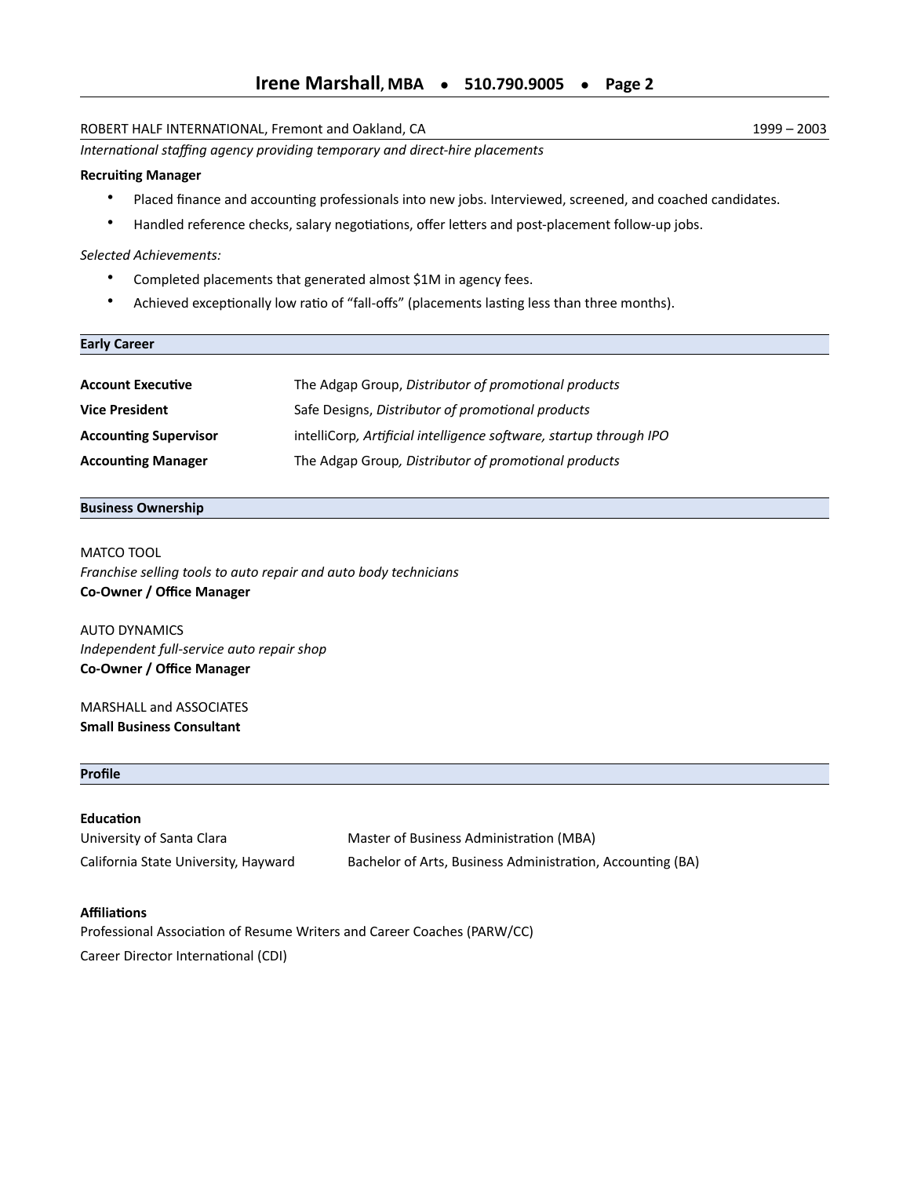ROBERT HALF INTERNATIONAL, Fremont and Oakland, CA 1999 – 2003

*International staffing agency providing temporary and direct-hire placements*

**Recruiting Manager**

- Placed finance and accounting professionals into new jobs. Interviewed, screened, and coached candidates.
- Handled reference checks, salary negotiations, offer letters and post-placement follow-up jobs.

*Selected Achievements:*

- Completed placements that generated almost $1M in agency fees.
- Achieved exceptionally low ratio of "fall-offs" (placements lasting less than three months).

## Early Career

| | |
|---|---|
| **Account Executive** | The Adgap Group, *Distributor of promotional products* |
| **Vice President** | Safe Designs, *Distributor of promotional products* |
| **Accounting Supervisor** | intelliCorp*, Artificial intelligence software, startup through IPO* |
| **Accounting Manager** | The Adgap Group*, Distributor of promotional products* |

## Business Ownership

MATCO TOOL
*Franchise selling tools to auto repair and auto body technicians*
**Co-Owner / Office Manager**

AUTO DYNAMICS
*Independent full-service auto repair shop*
**Co-Owner / Office Manager**

MARSHALL and ASSOCIATES
**Small Business Consultant**

## Profile

**Education**

| | |
|---|---|
| University of Santa Clara | Master of Business Administration (MBA) |
| California State University, Hayward | Bachelor of Arts, Business Administration, Accounting (BA) |

**Affiliations**

Professional Association of Resume Writers and Career Coaches (PARW/CC)

Career Director International (CDI)